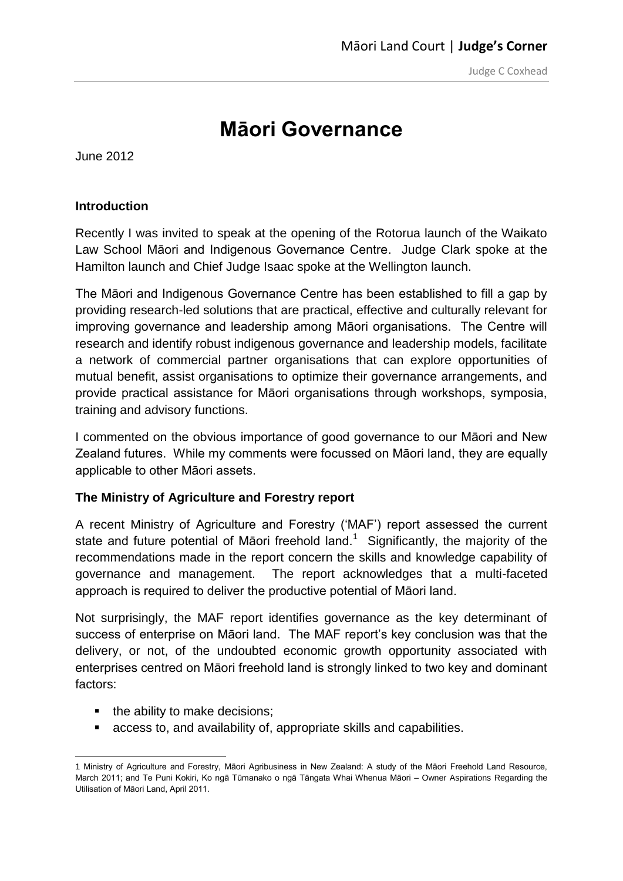# Māori Governance

June 2012

## Introduction

Recently I was invited to speak at the opening of the Rotorua launch of the Waikato Law School Māori and Indigenous Governance Centre. Judge Clark spoke at the Hamilton launch and Chief Judge Isaac spoke at the Wellington launch.

The Māori and Indigenous Governance Centre has been established to fill a gap by providing research-led solutions that are practical, effective and culturally relevant for improving governance and leadership among Māori organisations. The Centre will research and identify robust indigenous governance and leadership models, facilitate a network of commercial partner organisations that can explore opportunities of mutual benefit, assist organisations to optimize their governance arrangements, and provide practical assistance for Māori organisations through workshops, symposia, training and advisory functions.

I commented on the obvious importance of good governance to our Māori and New Zealand futures. While my comments were focussed on Māori land, they are equally applicable to other Māori assets.

## The Ministry of Agriculture and Forestry report

A recent Ministry of Agriculture and Forestry ('MAF') report assessed the current state and future potential of Māori freehold land.[1] Significantly, the majority of the recommendations made in the report concern the skills and knowledge capability of governance and management. The report acknowledges that a multi-faceted approach is required to deliver the productive potential of Māori land.

Not surprisingly, the MAF report identifies governance as the key determinant of success of enterprise on Māori land. The MAF report's key conclusion was that the delivery, or not, of the undoubted economic growth opportunity associated with enterprises centred on Māori freehold land is strongly linked to two key and dominant factors:

- the ability to make decisions;
- access to, and availability of, appropriate skills and capabilities.

---

1 Ministry of Agriculture and Forestry, Māori Agribusiness in New Zealand: A study of the Māori Freehold Land Resource, March 2011; and Te Puni Kokiri, Ko ngā Tūmanako o ngā Tāngata Whai Whenua Māori – Owner Aspirations Regarding the Utilisation of Māori Land, April 2011.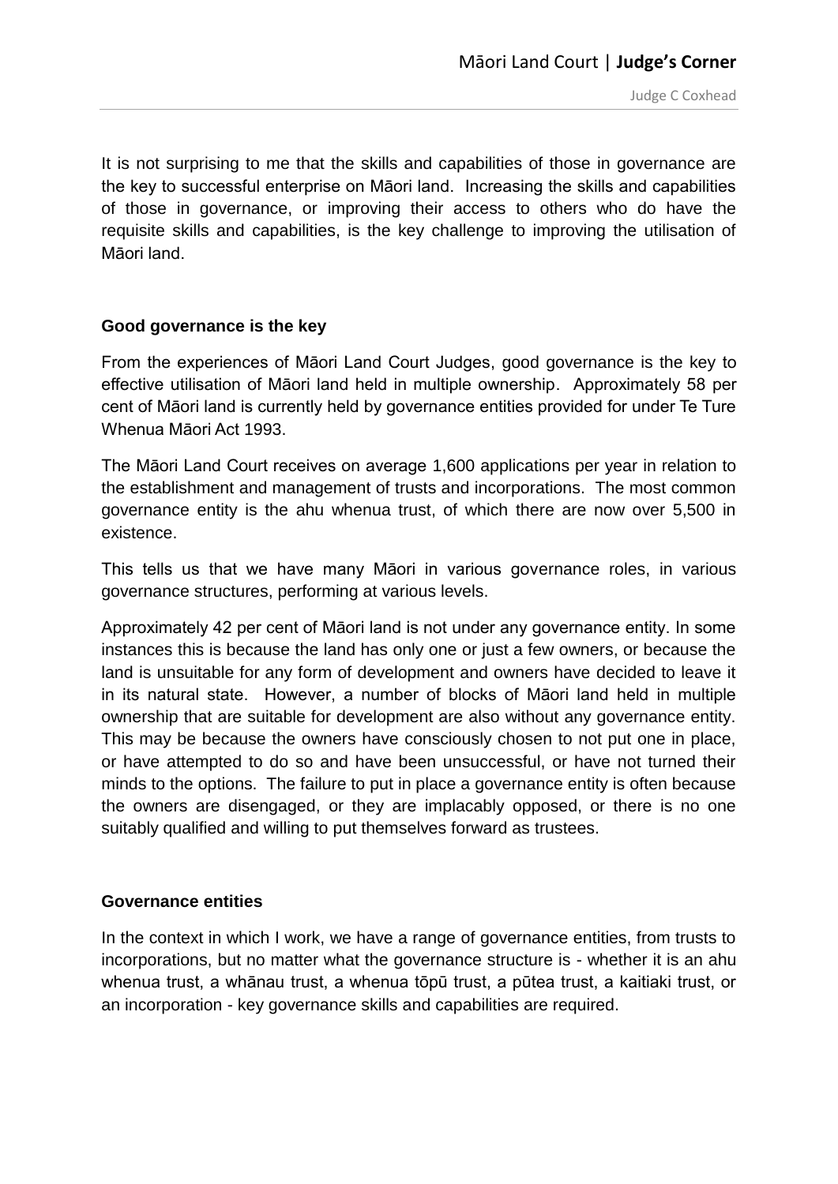It is not surprising to me that the skills and capabilities of those in governance are the key to successful enterprise on Māori land. Increasing the skills and capabilities of those in governance, or improving their access to others who do have the requisite skills and capabilities, is the key challenge to improving the utilisation of Māori land.

## Good governance is the key

From the experiences of Māori Land Court Judges, good governance is the key to effective utilisation of Māori land held in multiple ownership. Approximately 58 per cent of Māori land is currently held by governance entities provided for under Te Ture Whenua Māori Act 1993.

The Māori Land Court receives on average 1,600 applications per year in relation to the establishment and management of trusts and incorporations. The most common governance entity is the ahu whenua trust, of which there are now over 5,500 in existence.

This tells us that we have many Māori in various governance roles, in various governance structures, performing at various levels.

Approximately 42 per cent of Māori land is not under any governance entity. In some instances this is because the land has only one or just a few owners, or because the land is unsuitable for any form of development and owners have decided to leave it in its natural state. However, a number of blocks of Māori land held in multiple ownership that are suitable for development are also without any governance entity. This may be because the owners have consciously chosen to not put one in place, or have attempted to do so and have been unsuccessful, or have not turned their minds to the options. The failure to put in place a governance entity is often because the owners are disengaged, or they are implacably opposed, or there is no one suitably qualified and willing to put themselves forward as trustees.

## Governance entities

In the context in which I work, we have a range of governance entities, from trusts to incorporations, but no matter what the governance structure is - whether it is an ahu whenua trust, a whānau trust, a whenua tōpū trust, a pūtea trust, a kaitiaki trust, or an incorporation - key governance skills and capabilities are required.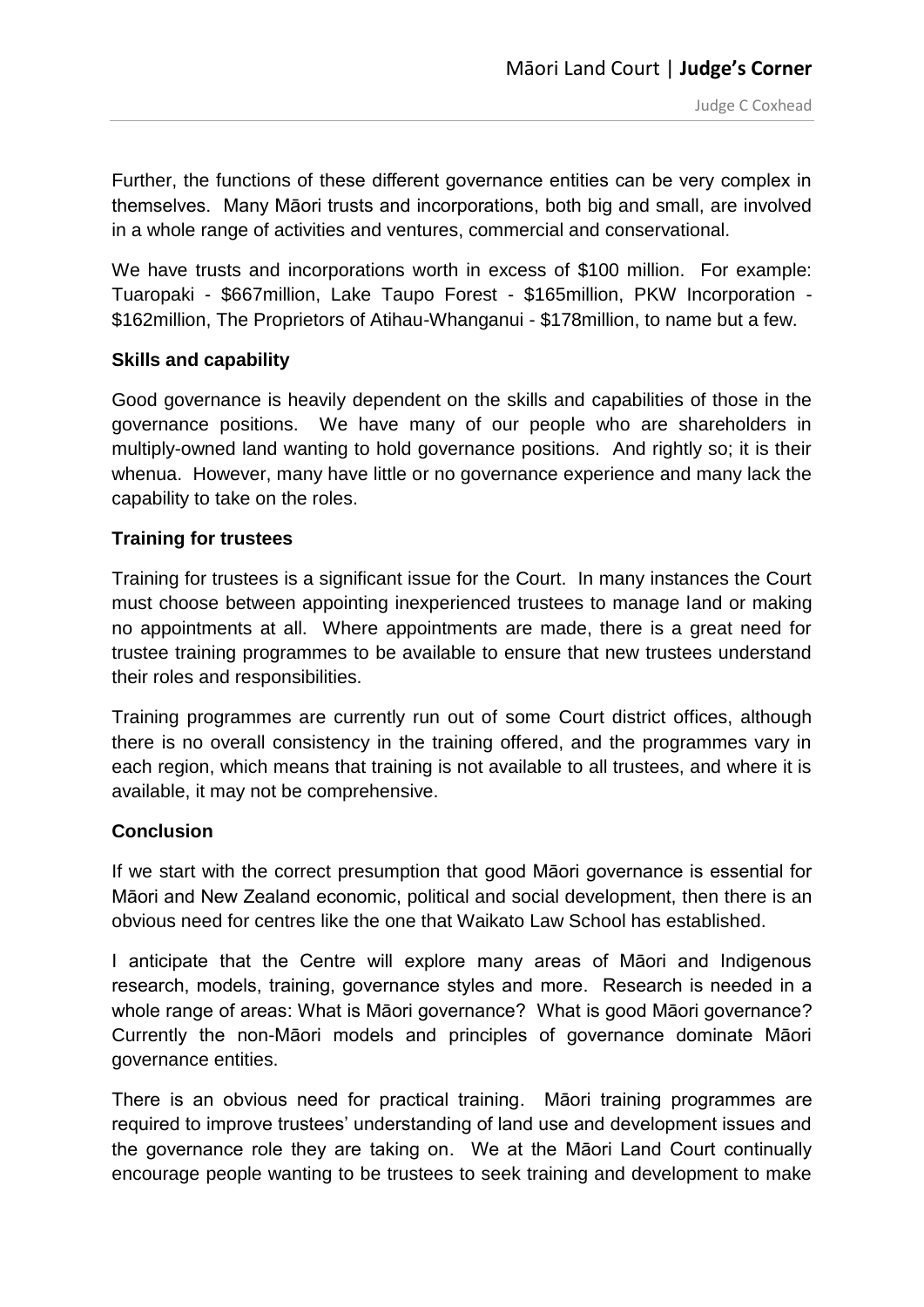Further, the functions of these different governance entities can be very complex in themselves. Many Māori trusts and incorporations, both big and small, are involved in a whole range of activities and ventures, commercial and conservational.

We have trusts and incorporations worth in excess of $100 million. For example: Tuaropaki - $667million, Lake Taupo Forest - $165million, PKW Incorporation - $162million, The Proprietors of Atihau-Whanganui - $178million, to name but a few.

**Skills and capability**

Good governance is heavily dependent on the skills and capabilities of those in the governance positions. We have many of our people who are shareholders in multiply-owned land wanting to hold governance positions. And rightly so; it is their whenua. However, many have little or no governance experience and many lack the capability to take on the roles.

**Training for trustees**

Training for trustees is a significant issue for the Court. In many instances the Court must choose between appointing inexperienced trustees to manage land or making no appointments at all. Where appointments are made, there is a great need for trustee training programmes to be available to ensure that new trustees understand their roles and responsibilities.

Training programmes are currently run out of some Court district offices, although there is no overall consistency in the training offered, and the programmes vary in each region, which means that training is not available to all trustees, and where it is available, it may not be comprehensive.

**Conclusion**

If we start with the correct presumption that good Māori governance is essential for Māori and New Zealand economic, political and social development, then there is an obvious need for centres like the one that Waikato Law School has established.

I anticipate that the Centre will explore many areas of Māori and Indigenous research, models, training, governance styles and more. Research is needed in a whole range of areas: What is Māori governance? What is good Māori governance? Currently the non-Māori models and principles of governance dominate Māori governance entities.

There is an obvious need for practical training. Māori training programmes are required to improve trustees' understanding of land use and development issues and the governance role they are taking on. We at the Māori Land Court continually encourage people wanting to be trustees to seek training and development to make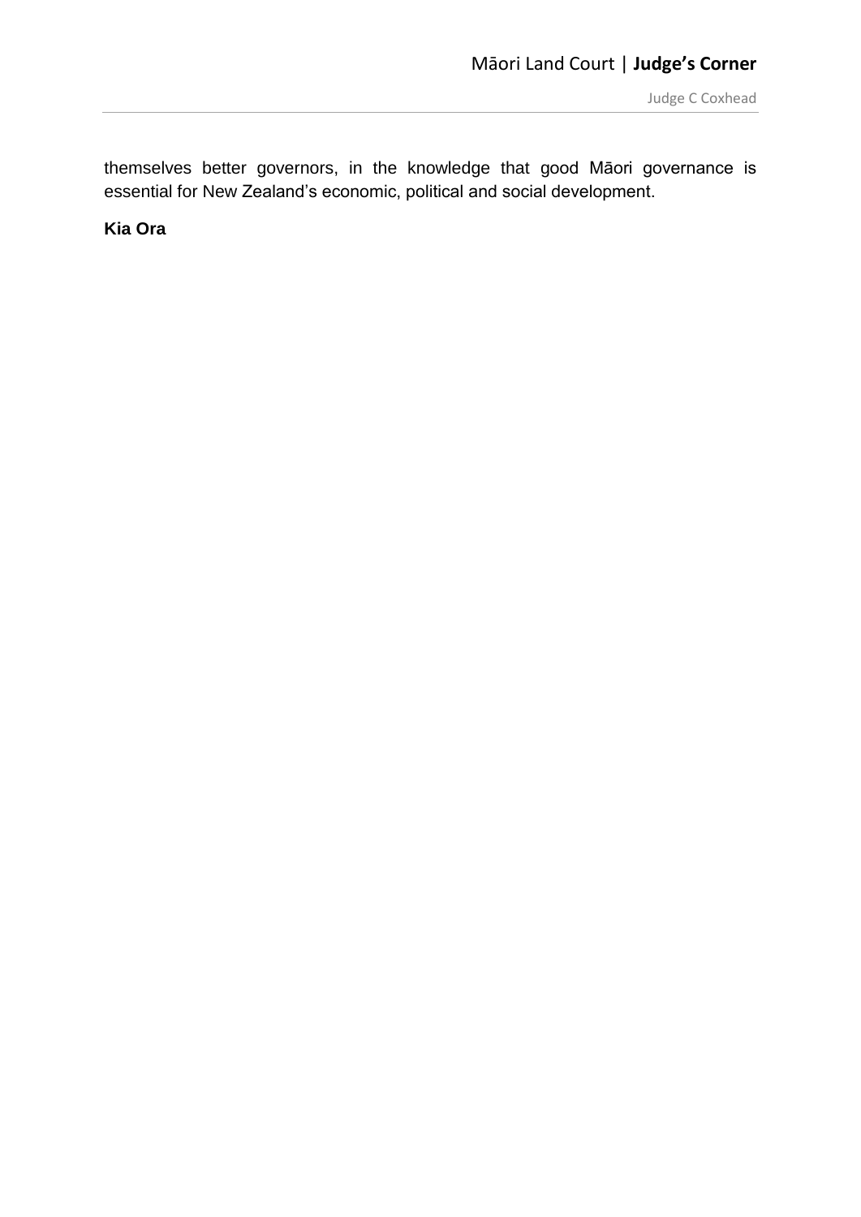themselves better governors, in the knowledge that good Māori governance is essential for New Zealand's economic, political and social development.

**Kia Ora**